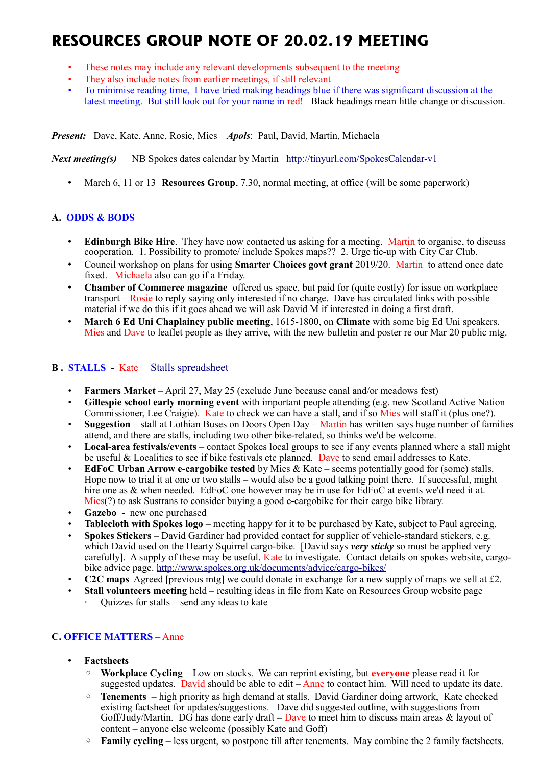# RESOURCES GROUP NOTE OF 20.02.19 MEETING

- These notes may include any relevant developments subsequent to the meeting
- They also include notes from earlier meetings, if still relevant
- To minimise reading time, I have tried making headings blue if there was significant discussion at the latest meeting. But still look out for your name in red! Black headings mean little change or discussion.

***Present:*** Dave, Kate, Anne, Rosie, Mies ***Apols***: Paul, David, Martin, Michaela

***Next meeting(s)*** NB Spokes dates calendar by Martin http://tinyurl.com/SpokesCalendar-v1

- March 6, 11 or 13 **Resources Group**, 7.30, normal meeting, at office (will be some paperwork)

## A. ODDS & BODS

- **Edinburgh Bike Hire**. They have now contacted us asking for a meeting. Martin to organise, to discuss cooperation. 1. Possibility to promote/ include Spokes maps?? 2. Urge tie-up with City Car Club.
- Council workshop on plans for using **Smarter Choices govt grant** 2019/20. Martin to attend once date fixed. Michaela also can go if a Friday.
- **Chamber of Commerce magazine** offered us space, but paid for (quite costly) for issue on workplace transport – Rosie to reply saying only interested if no charge. Dave has circulated links with possible material if we do this if it goes ahead we will ask David M if interested in doing a first draft.
- **March 6 Ed Uni Chaplaincy public meeting**, 1615-1800, on **Climate** with some big Ed Uni speakers. Mies and Dave to leaflet people as they arrive, with the new bulletin and poster re our Mar 20 public mtg.

## B. STALLS - Kate Stalls spreadsheet

- **Farmers Market** – April 27, May 25 (exclude June because canal and/or meadows fest)
- **Gillespie school early morning event** with important people attending (e.g. new Scotland Active Nation Commissioner, Lee Craigie). Kate to check we can have a stall, and if so Mies will staff it (plus one?).
- **Suggestion** – stall at Lothian Buses on Doors Open Day – Martin has written says huge number of families attend, and there are stalls, including two other bike-related, so thinks we'd be welcome.
- **Local-area festivals/events** – contact Spokes local groups to see if any events planned where a stall might be useful & Localities to see if bike festivals etc planned. Dave to send email addresses to Kate.
- **EdFoC Urban Arrow e-cargobike tested** by Mies & Kate – seems potentially good for (some) stalls. Hope now to trial it at one or two stalls – would also be a good talking point there. If successful, might hire one as & when needed. EdFoC one however may be in use for EdFoC at events we'd need it at. Mies(?) to ask Sustrans to consider buying a good e-cargobike for their cargo bike library.
- **Gazebo** - new one purchased
- **Tablecloth with Spokes logo** – meeting happy for it to be purchased by Kate, subject to Paul agreeing.
- **Spokes Stickers** – David Gardiner had provided contact for supplier of vehicle-standard stickers, e.g. which David used on the Hearty Squirrel cargo-bike. [David says ***very sticky*** so must be applied very carefully]. A supply of these may be useful. Kate to investigate. Contact details on spokes website, cargo-bike advice page. http://www.spokes.org.uk/documents/advice/cargo-bikes/
- **C2C maps** Agreed [previous mtg] we could donate in exchange for a new supply of maps we sell at £2.
- **Stall volunteers meeting** held – resulting ideas in file from Kate on Resources Group website page
  - Quizzes for stalls – send any ideas to kate

## C. OFFICE MATTERS – Anne

- **Factsheets**
  - **Workplace Cycling** – Low on stocks. We can reprint existing, but **everyone** please read it for suggested updates. David should be able to edit – Anne to contact him. Will need to update its date.
  - **Tenements** – high priority as high demand at stalls. David Gardiner doing artwork, Kate checked existing factsheet for updates/suggestions. Dave did suggested outline, with suggestions from Goff/Judy/Martin. DG has done early draft – Dave to meet him to discuss main areas & layout of content – anyone else welcome (possibly Kate and Goff)
  - **Family cycling** – less urgent, so postpone till after tenements. May combine the 2 family factsheets.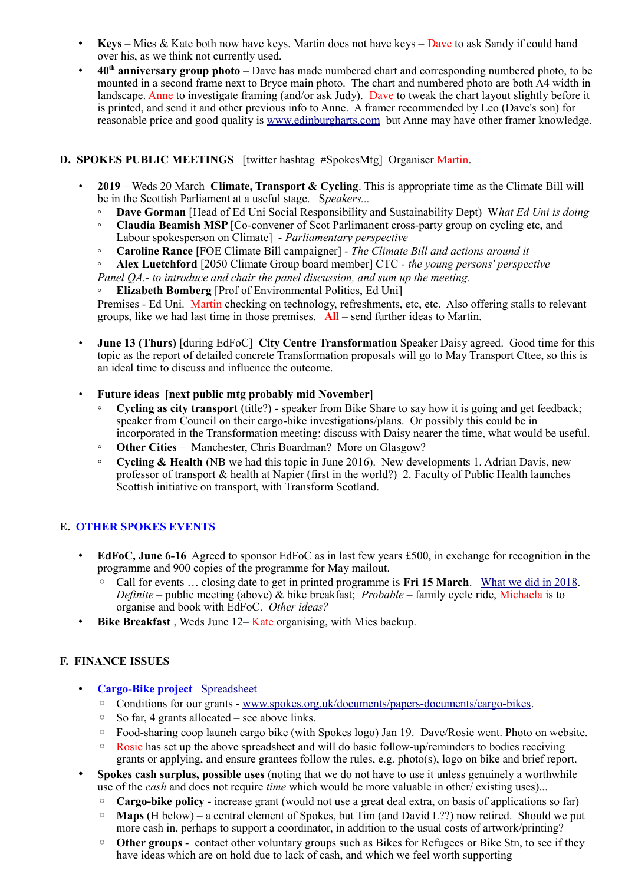- **Keys** – Mies & Kate both now have keys. Martin does not have keys – Dave to ask Sandy if could hand over his, as we think not currently used.
- **40th anniversary group photo** – Dave has made numbered chart and corresponding numbered photo, to be mounted in a second frame next to Bryce main photo. The chart and numbered photo are both A4 width in landscape. Anne to investigate framing (and/or ask Judy). Dave to tweak the chart layout slightly before it is printed, and send it and other previous info to Anne. A framer recommended by Leo (Dave's son) for reasonable price and good quality is www.edinburgharts.com but Anne may have other framer knowledge.

## D. SPOKES PUBLIC MEETINGS [twitter hashtag #SpokesMtg] Organiser Martin.

- **2019** – Weds 20 March **Climate, Transport & Cycling**. This is appropriate time as the Climate Bill will be in the Scottish Parliament at a useful stage. *Speakers...*
  - **Dave Gorman** [Head of Ed Uni Social Responsibility and Sustainability Dept] *What Ed Uni is doing*
  - **Claudia Beamish MSP** [Co-convener of Scot Parlimanent cross-party group on cycling etc, and Labour spokesperson on Climate] - *Parliamentary perspective*
  - **Caroline Rance** [FOE Climate Bill campaigner] - *The Climate Bill and actions around it*
  - **Alex Luetchford** [2050 Climate Group board member] CTC - *the young persons' perspective*

  *Panel QA.- to introduce and chair the panel discussion, and sum up the meeting.*
  - **Elizabeth Bomberg** [Prof of Environmental Politics, Ed Uni]

  Premises - Ed Uni. Martin checking on technology, refreshments, etc, etc. Also offering stalls to relevant groups, like we had last time in those premises. **All** – send further ideas to Martin.

- **June 13 (Thurs)** [during EdFoC] **City Centre Transformation** Speaker Daisy agreed. Good time for this topic as the report of detailed concrete Transformation proposals will go to May Transport Cttee, so this is an ideal time to discuss and influence the outcome.

- **Future ideas [next public mtg probably mid November]**
  - **Cycling as city transport** (title?) - speaker from Bike Share to say how it is going and get feedback; speaker from Council on their cargo-bike investigations/plans. Or possibly this could be in incorporated in the Transformation meeting: discuss with Daisy nearer the time, what would be useful.
  - **Other Cities** – Manchester, Chris Boardman? More on Glasgow?
  - **Cycling & Health** (NB we had this topic in June 2016). New developments 1. Adrian Davis, new professor of transport & health at Napier (first in the world?) 2. Faculty of Public Health launches Scottish initiative on transport, with Transform Scotland.

## E. OTHER SPOKES EVENTS

- **EdFoC, June 6-16** Agreed to sponsor EdFoC as in last few years £500, in exchange for recognition in the programme and 900 copies of the programme for May mailout.
  - Call for events … closing date to get in printed programme is **Fri 15 March**. What we did in 2018. *Definite* – public meeting (above) & bike breakfast; *Probable* – family cycle ride, Michaela is to organise and book with EdFoC. *Other ideas?*
- **Bike Breakfast** , Weds June 12– Kate organising, with Mies backup.

## F. FINANCE ISSUES

- **Cargo-Bike project** Spreadsheet
  - Conditions for our grants - www.spokes.org.uk/documents/papers-documents/cargo-bikes.
  - So far, 4 grants allocated – see above links.
  - Food-sharing coop launch cargo bike (with Spokes logo) Jan 19. Dave/Rosie went. Photo on website.
  - Rosie has set up the above spreadsheet and will do basic follow-up/reminders to bodies receiving grants or applying, and ensure grantees follow the rules, e.g. photo(s), logo on bike and brief report.
- **Spokes cash surplus, possible uses** (noting that we do not have to use it unless genuinely a worthwhile use of the *cash* and does not require *time* which would be more valuable in other/ existing uses)...
  - **Cargo-bike policy** - increase grant (would not use a great deal extra, on basis of applications so far)
  - **Maps** (H below) – a central element of Spokes, but Tim (and David L??) now retired. Should we put more cash in, perhaps to support a coordinator, in addition to the usual costs of artwork/printing?
  - **Other groups** - contact other voluntary groups such as Bikes for Refugees or Bike Stn, to see if they have ideas which are on hold due to lack of cash, and which we feel worth supporting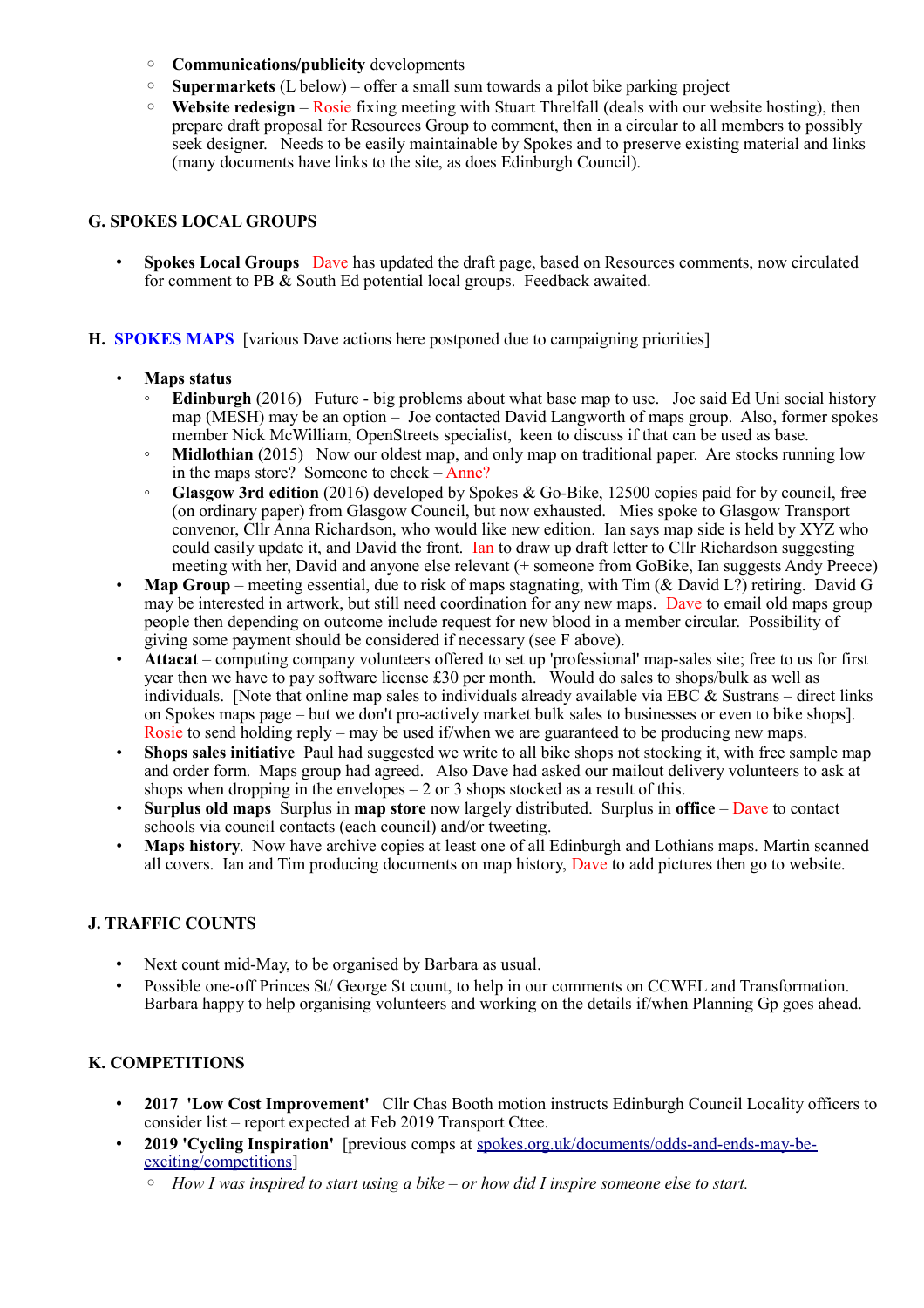- **Communications/publicity** developments
- **Supermarkets** (L below) – offer a small sum towards a pilot bike parking project
- **Website redesign** – Rosie fixing meeting with Stuart Threlfall (deals with our website hosting), then prepare draft proposal for Resources Group to comment, then in a circular to all members to possibly seek designer. Needs to be easily maintainable by Spokes and to preserve existing material and links (many documents have links to the site, as does Edinburgh Council).

## G. SPOKES LOCAL GROUPS

- **Spokes Local Groups** Dave has updated the draft page, based on Resources comments, now circulated for comment to PB & South Ed potential local groups. Feedback awaited.

## H. SPOKES MAPS [various Dave actions here postponed due to campaigning priorities]

- **Maps status**
  - **Edinburgh** (2016) Future - big problems about what base map to use. Joe said Ed Uni social history map (MESH) may be an option – Joe contacted David Langworth of maps group. Also, former spokes member Nick McWilliam, OpenStreets specialist, keen to discuss if that can be used as base.
  - **Midlothian** (2015) Now our oldest map, and only map on traditional paper. Are stocks running low in the maps store? Someone to check – Anne?
  - **Glasgow 3rd edition** (2016) developed by Spokes & Go-Bike, 12500 copies paid for by council, free (on ordinary paper) from Glasgow Council, but now exhausted. Mies spoke to Glasgow Transport convenor, Cllr Anna Richardson, who would like new edition. Ian says map side is held by XYZ who could easily update it, and David the front. Ian to draw up draft letter to Cllr Richardson suggesting meeting with her, David and anyone else relevant (+ someone from GoBike, Ian suggests Andy Preece)
- **Map Group** – meeting essential, due to risk of maps stagnating, with Tim (& David L?) retiring. David G may be interested in artwork, but still need coordination for any new maps. Dave to email old maps group people then depending on outcome include request for new blood in a member circular. Possibility of giving some payment should be considered if necessary (see F above).
- **Attacat** – computing company volunteers offered to set up 'professional' map-sales site; free to us for first year then we have to pay software license £30 per month. Would do sales to shops/bulk as well as individuals. [Note that online map sales to individuals already available via EBC & Sustrans – direct links on Spokes maps page – but we don't pro-actively market bulk sales to businesses or even to bike shops]. Rosie to send holding reply – may be used if/when we are guaranteed to be producing new maps.
- **Shops sales initiative** Paul had suggested we write to all bike shops not stocking it, with free sample map and order form. Maps group had agreed. Also Dave had asked our mailout delivery volunteers to ask at shops when dropping in the envelopes – 2 or 3 shops stocked as a result of this.
- **Surplus old maps** Surplus in **map store** now largely distributed. Surplus in **office** – Dave to contact schools via council contacts (each council) and/or tweeting.
- **Maps history**. Now have archive copies at least one of all Edinburgh and Lothians maps. Martin scanned all covers. Ian and Tim producing documents on map history, Dave to add pictures then go to website.

## J. TRAFFIC COUNTS

- Next count mid-May, to be organised by Barbara as usual.
- Possible one-off Princes St/ George St count, to help in our comments on CCWEL and Transformation. Barbara happy to help organising volunteers and working on the details if/when Planning Gp goes ahead.

## K. COMPETITIONS

- **2017 'Low Cost Improvement'** Cllr Chas Booth motion instructs Edinburgh Council Locality officers to consider list – report expected at Feb 2019 Transport Cttee.
- **2019 'Cycling Inspiration'** [previous comps at spokes.org.uk/documents/odds-and-ends-may-be-exciting/competitions]
  - *How I was inspired to start using a bike – or how did I inspire someone else to start.*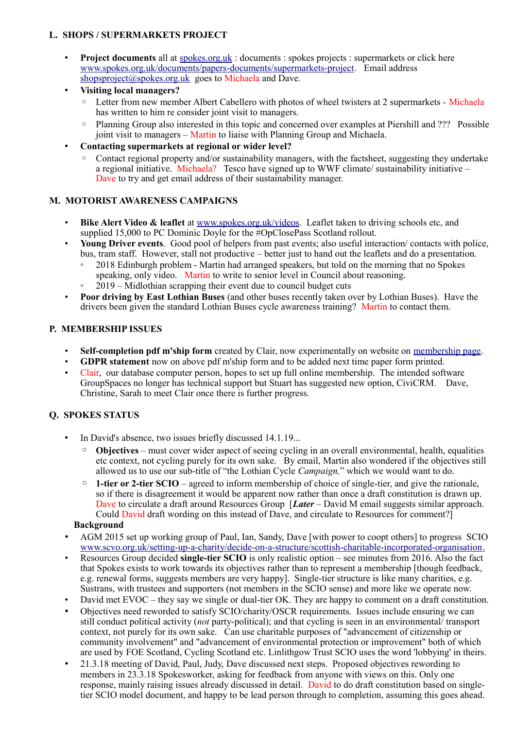## L. SHOPS / SUPERMARKETS PROJECT

- **Project documents** all at spokes.org.uk : documents : spokes projects : supermarkets or click here www.spokes.org.uk/documents/papers-documents/supermarkets-project. Email address shopsproject@spokes.org.uk goes to Michaela and Dave.
- **Visiting local managers?**
  - Letter from new member Albert Cabellero with photos of wheel twisters at 2 supermarkets - Michaela has written to him re consider joint visit to managers.
  - Planning Group also interested in this topic and concerned over examples at Piershill and ??? Possible joint visit to managers – Martin to liaise with Planning Group and Michaela.
- **Contacting supermarkets at regional or wider level?**
  - Contact regional property and/or sustainability managers, with the factsheet, suggesting they undertake a regional initiative. Michaela? Tesco have signed up to WWF climate/ sustainability initiative – Dave to try and get email address of their sustainability manager.

## M. MOTORIST AWARENESS CAMPAIGNS

- **Bike Alert Video & leaflet** at www.spokes.org.uk/videos. Leaflet taken to driving schools etc, and supplied 15,000 to PC Dominic Doyle for the #OpClosePass Scotland rollout.
- **Young Driver events**. Good pool of helpers from past events; also useful interaction/ contacts with police, bus, tram staff. However, stall not productive – better just to hand out the leaflets and do a presentation.
  - 2018 Edinburgh problem - Martin had arranged speakers, but told on the morning that no Spokes speaking, only video. Martin to write to senior level in Council about reasoning.
  - 2019 – Midlothian scrapping their event due to council budget cuts
- **Poor driving by East Lothian Buses** (and other buses recently taken over by Lothian Buses). Have the drivers been given the standard Lothian Buses cycle awareness training? Martin to contact them.

## P. MEMBERSHIP ISSUES

- **Self-completion pdf m'ship form** created by Clair, now experimentally on website on membership page.
- **GDPR statement** now on above pdf m'ship form and to be added next time paper form printed.
- Clair, our database computer person, hopes to set up full online membership. The intended software GroupSpaces no longer has technical support but Stuart has suggested new option, CiviCRM. Dave, Christine, Sarah to meet Clair once there is further progress.

## Q. SPOKES STATUS

- In David's absence, two issues briefly discussed 14.1.19...
  - **Objectives** – must cover wider aspect of seeing cycling in an overall environmental, health, equalities etc context, not cycling purely for its own sake. By email, Martin also wondered if the objectives still allowed us to use our sub-title of "the Lothian Cycle *Campaign,*" which we would want to do.
  - **1-tier or 2-tier SCIO** – agreed to inform membership of choice of single-tier, and give the rationale, so if there is disagreement it would be apparent now rather than once a draft constitution is drawn up. Dave to circulate a draft around Resources Group [***Later*** – David M email suggests similar approach. Could David draft wording on this instead of Dave, and circulate to Resources for comment?]

**Background**

- AGM 2015 set up working group of Paul, Ian, Sandy, Dave [with power to coopt others] to progress SCIO www.scvo.org.uk/setting-up-a-charity/decide-on-a-structure/scottish-charitable-incorporated-organisation.
- Resources Group decided **single-tier SCIO** is only realistic option – see minutes from 2016. Also the fact that Spokes exists to work towards its objectives rather than to represent a membership [though feedback, e.g. renewal forms, suggests members are very happy]. Single-tier structure is like many charities, e.g. Sustrans, with trustees and supporters (not members in the SCIO sense) and more like we operate now.
- David met EVOC – they say we single or dual-tier OK. They are happy to comment on a draft constitution.
- Objectives need reworded to satisfy SCIO/charity/OSCR requirements. Issues include ensuring we can still conduct political activity (*not* party-political); and that cycling is seen in an environmental/ transport context, not purely for its own sake. Can use charitable purposes of "advancement of citizenship or community involvement" and "advancement of environmental protection or improvement" both of which are used by FOE Scotland, Cycling Scotland etc. Linlithgow Trust SCIO uses the word 'lobbying' in theirs.
- 21.3.18 meeting of David, Paul, Judy, Dave discussed next steps. Proposed objectives rewording to members in 23.3.18 Spokesworker, asking for feedback from anyone with views on this. Only one response, mainly raising issues already discussed in detail. David to do draft constitution based on single-tier SCIO model document, and happy to be lead person through to completion, assuming this goes ahead.